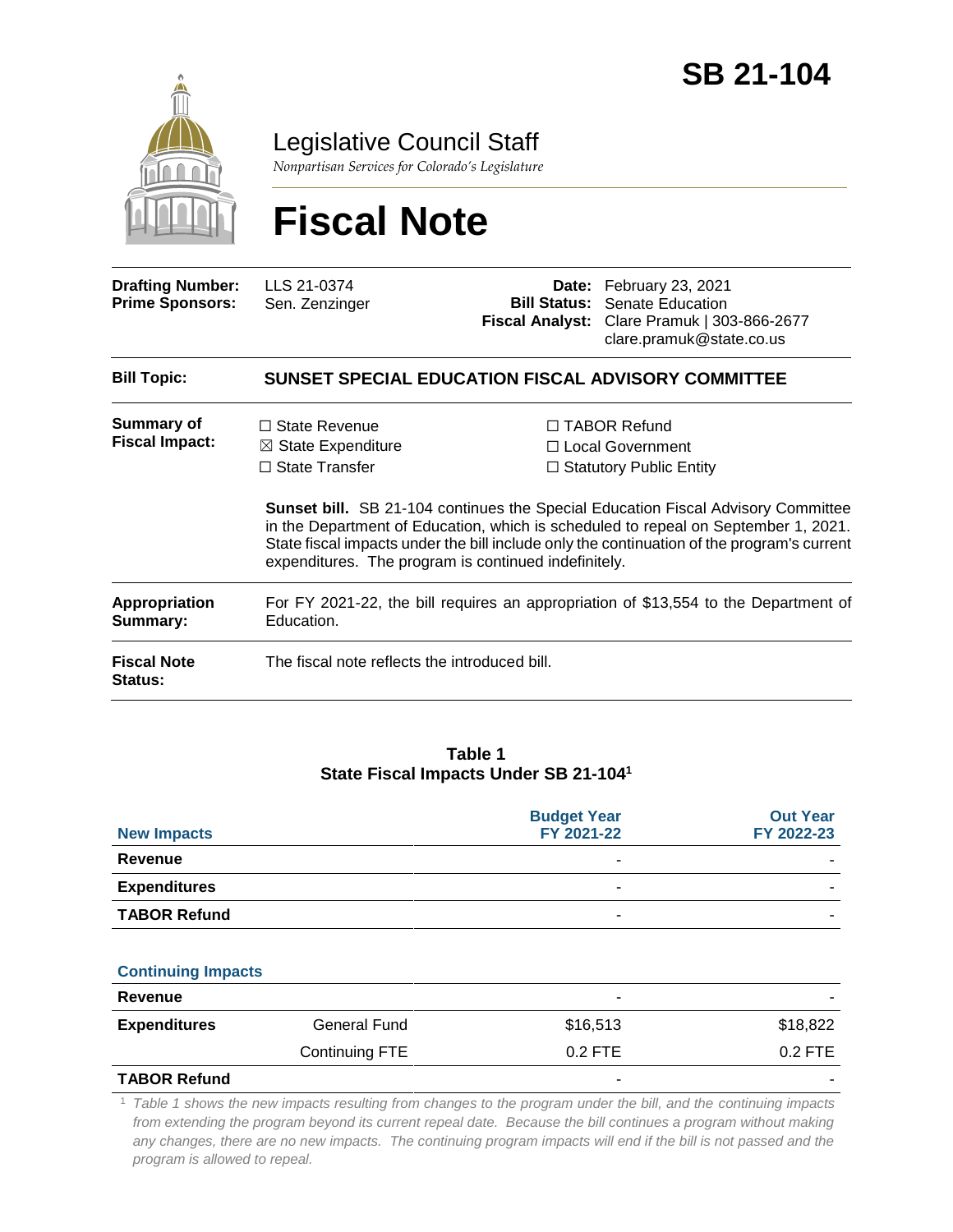# SB 21-104

# Legislative Council Staff

*Nonpartisan Services for Colorado's Legislature*

# Fiscal Note

| | | | |
|---|---|---|---|
| **Drafting Number:** | LLS 21-0374 | **Date:** | February 23, 2021 |
| **Prime Sponsors:** | Sen. Zenzinger | **Bill Status:** | Senate Education |
| | | **Fiscal Analyst:** | Clare Pramuk \| 303-866-2677 clare.pramuk@state.co.us |

**Bill Topic:** **SUNSET SPECIAL EDUCATION FISCAL ADVISORY COMMITTEE**

**Summary of Fiscal Impact:**

☐ State Revenue
☒ State Expenditure
☐ State Transfer
☐ TABOR Refund
☐ Local Government
☐ Statutory Public Entity

**Sunset bill.** SB 21-104 continues the Special Education Fiscal Advisory Committee in the Department of Education, which is scheduled to repeal on September 1, 2021. State fiscal impacts under the bill include only the continuation of the program's current expenditures. The program is continued indefinitely.

**Appropriation Summary:** For FY 2021-22, the bill requires an appropriation of $13,554 to the Department of Education.

**Fiscal Note Status:** The fiscal note reflects the introduced bill.

**Table 1**
**State Fiscal Impacts Under SB 21-104[1]**

| New Impacts | | Budget Year FY 2021-22 | Out Year FY 2022-23 |
|---|---|---|---|
| **Revenue** | | - | - |
| **Expenditures** | | - | - |
| **TABOR Refund** | | - | - |
| **Continuing Impacts** | | | |
| **Revenue** | | - | - |
| **Expenditures** | General Fund | $16,513 | $18,822 |
| | Continuing FTE | 0.2 FTE | 0.2 FTE |
| **TABOR Refund** | | - | - |

[1] *Table 1 shows the new impacts resulting from changes to the program under the bill, and the continuing impacts from extending the program beyond its current repeal date. Because the bill continues a program without making any changes, there are no new impacts. The continuing program impacts will end if the bill is not passed and the program is allowed to repeal.*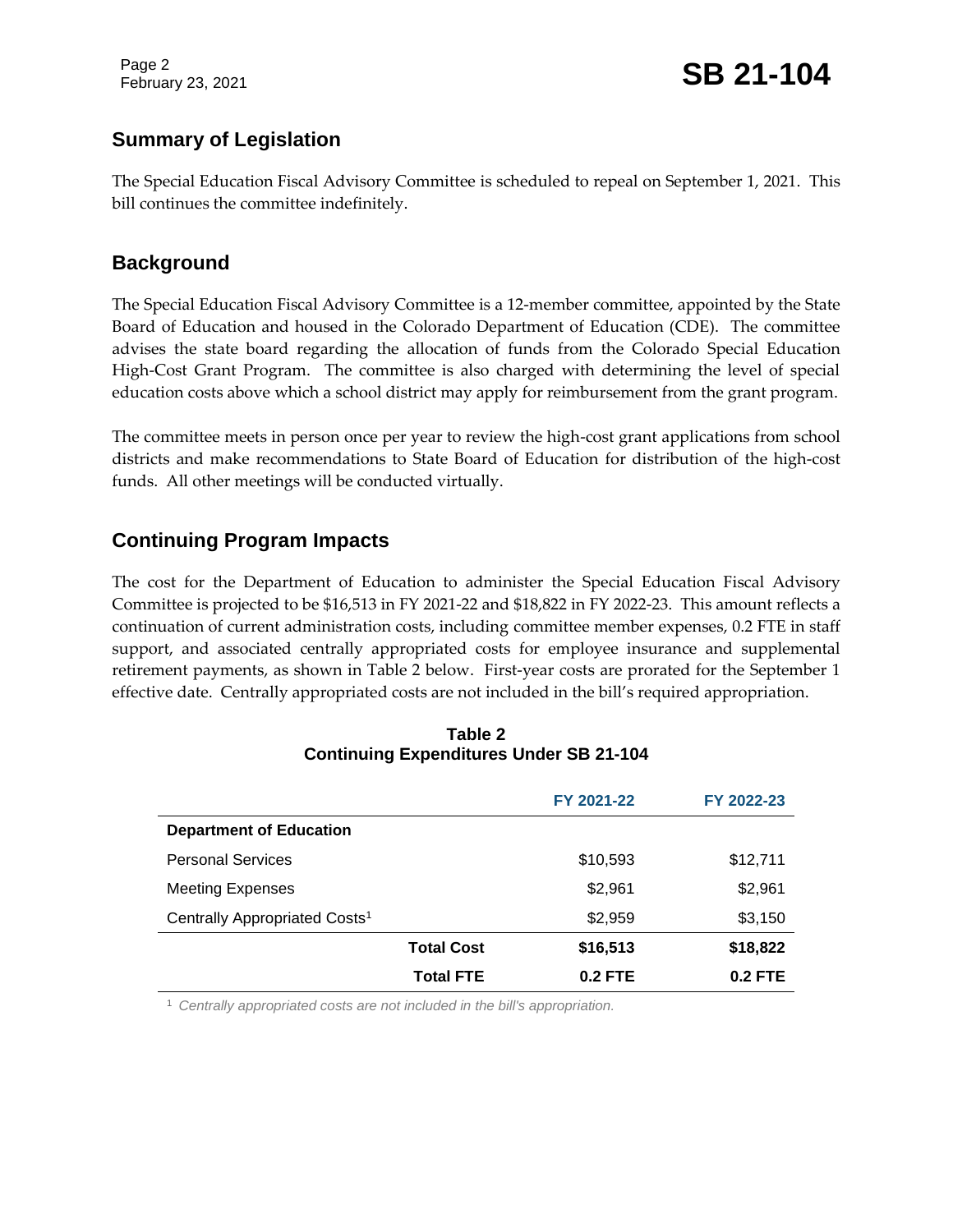## Summary of Legislation

The Special Education Fiscal Advisory Committee is scheduled to repeal on September 1, 2021. This bill continues the committee indefinitely.

## Background

The Special Education Fiscal Advisory Committee is a 12-member committee, appointed by the State Board of Education and housed in the Colorado Department of Education (CDE). The committee advises the state board regarding the allocation of funds from the Colorado Special Education High-Cost Grant Program. The committee is also charged with determining the level of special education costs above which a school district may apply for reimbursement from the grant program.

The committee meets in person once per year to review the high-cost grant applications from school districts and make recommendations to State Board of Education for distribution of the high-cost funds. All other meetings will be conducted virtually.

## Continuing Program Impacts

The cost for the Department of Education to administer the Special Education Fiscal Advisory Committee is projected to be $16,513 in FY 2021-22 and $18,822 in FY 2022-23. This amount reflects a continuation of current administration costs, including committee member expenses, 0.2 FTE in staff support, and associated centrally appropriated costs for employee insurance and supplemental retirement payments, as shown in Table 2 below. First-year costs are prorated for the September 1 effective date. Centrally appropriated costs are not included in the bill's required appropriation.

**Table 2**
**Continuing Expenditures Under SB 21-104**

| | FY 2021-22 | FY 2022-23 |
|---|---|---|
| **Department of Education** | | |
| Personal Services | $10,593 | $12,711 |
| Meeting Expenses | $2,961 | $2,961 |
| Centrally Appropriated Costs[1] | $2,959 | $3,150 |
| **Total Cost** | **$16,513** | **$18,822** |
| **Total FTE** | **0.2 FTE** | **0.2 FTE** |

[1] *Centrally appropriated costs are not included in the bill's appropriation.*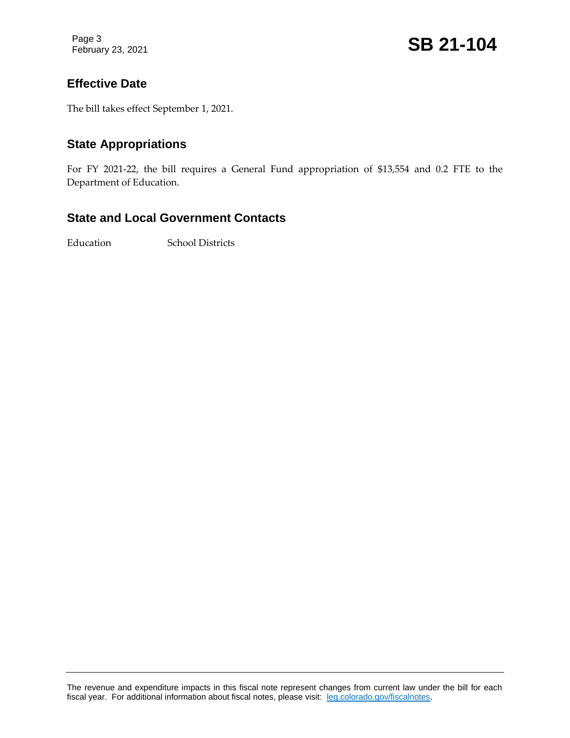## Effective Date

The bill takes effect September 1, 2021.

## State Appropriations

For FY 2021-22, the bill requires a General Fund appropriation of $13,554 and 0.2 FTE to the Department of Education.

## State and Local Government Contacts

Education    School Districts

The revenue and expenditure impacts in this fiscal note represent changes from current law under the bill for each fiscal year. For additional information about fiscal notes, please visit: leg.colorado.gov/fiscalnotes.